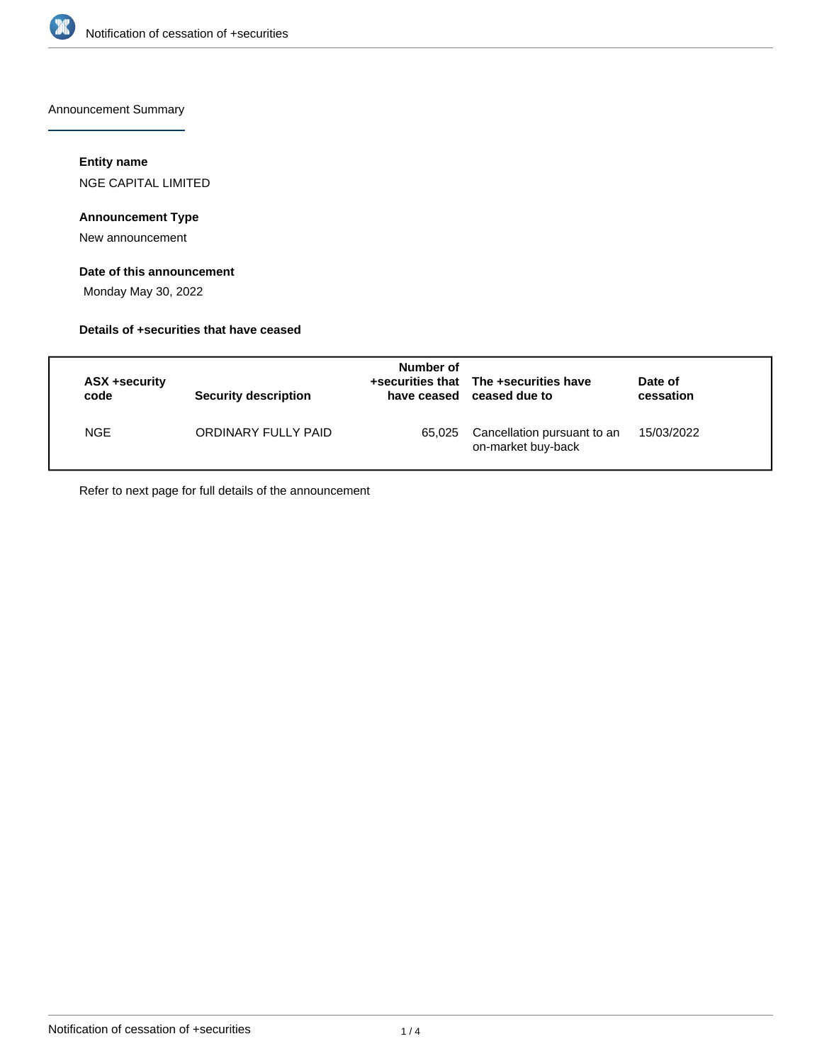Announcement Summary

**Entity name**

NGE CAPITAL LIMITED

**Announcement Type**

New announcement

**Date of this announcement**

Monday May 30, 2022

**Details of +securities that have ceased**

| ASX +security code | Security description | Number of +securities that have ceased | The +securities have ceased due to | Date of cessation |
|---|---|---|---|---|
| NGE | ORDINARY FULLY PAID | 65,025 | Cancellation pursuant to an on-market buy-back | 15/03/2022 |

Refer to next page for full details of the announcement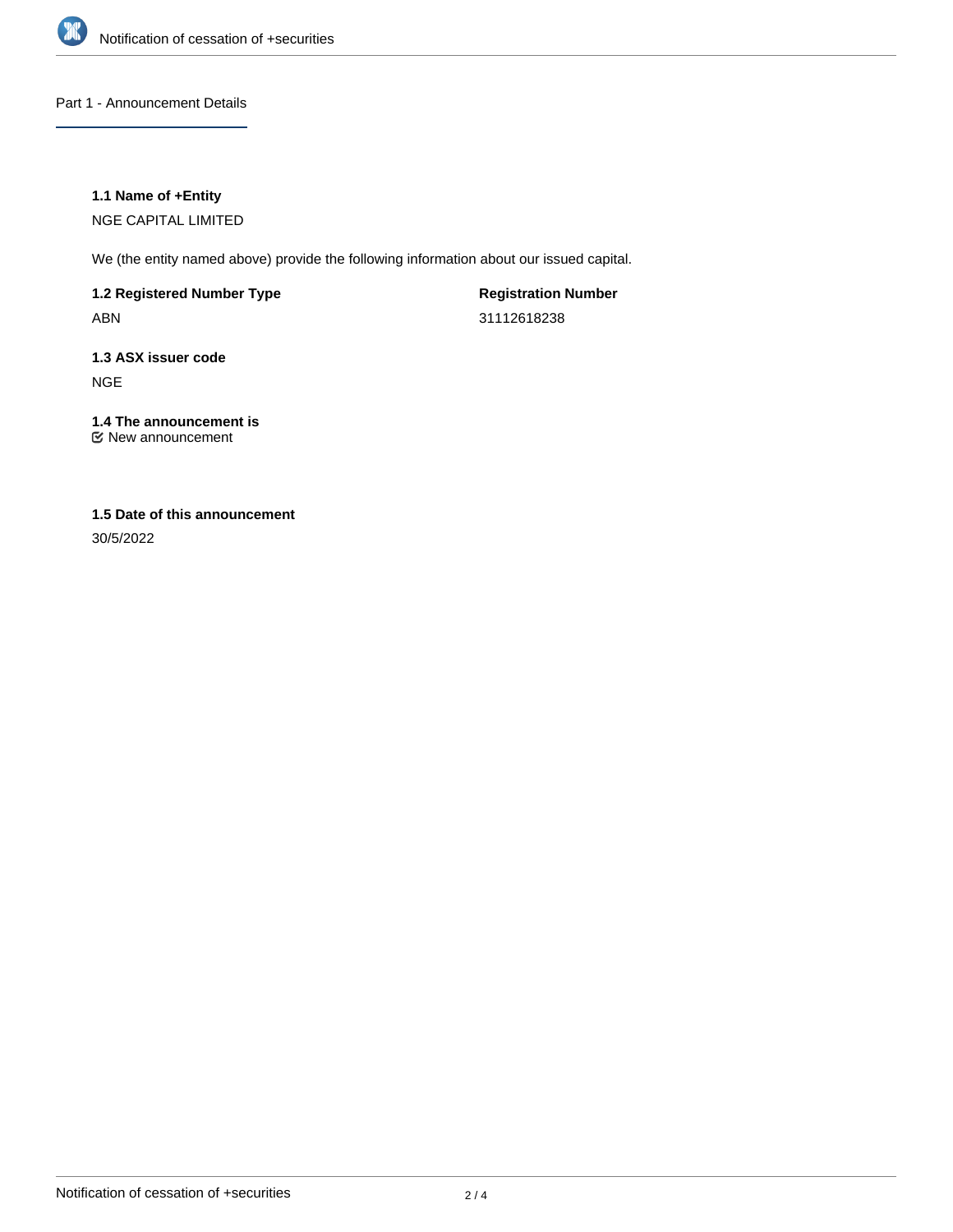## Part 1 - Announcement Details

### 1.1 Name of +Entity

NGE CAPITAL LIMITED

We (the entity named above) provide the following information about our issued capital.

**1.2 Registered Number Type**

ABN

**Registration Number**

31112618238

### 1.3 ASX issuer code

NGE

### 1.4 The announcement is

☑ New announcement

### 1.5 Date of this announcement

30/5/2022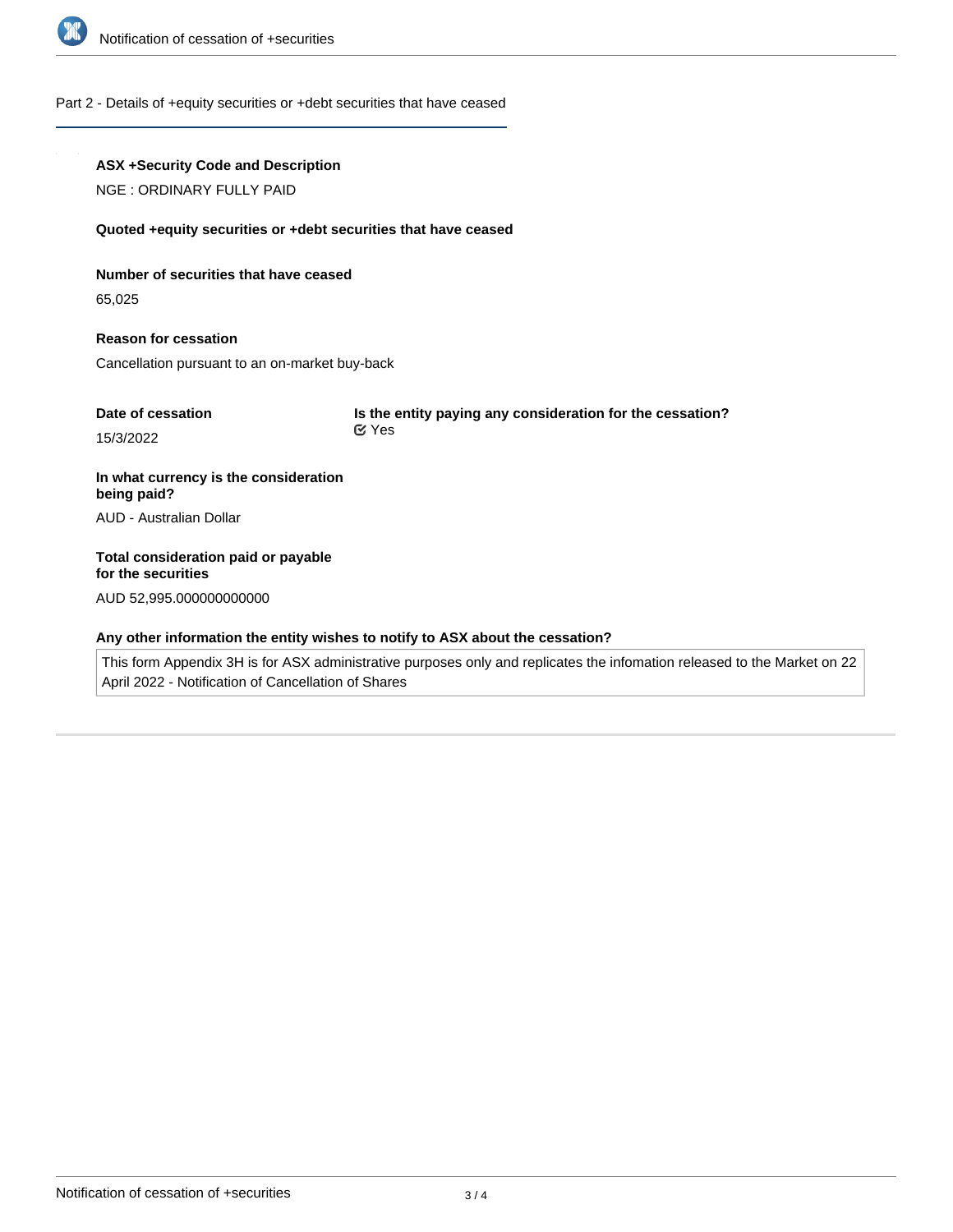## Part 2 - Details of +equity securities or +debt securities that have ceased

**ASX +Security Code and Description**

NGE : ORDINARY FULLY PAID

**Quoted +equity securities or +debt securities that have ceased**

**Number of securities that have ceased**

65,025

**Reason for cessation**

Cancellation pursuant to an on-market buy-back

**Date of cessation**

15/3/2022

**Is the entity paying any consideration for the cessation?**

Yes

**In what currency is the consideration being paid?**

AUD - Australian Dollar

**Total consideration paid or payable for the securities**

AUD 52,995.000000000000

**Any other information the entity wishes to notify to ASX about the cessation?**

This form Appendix 3H is for ASX administrative purposes only and replicates the infomation released to the Market on 22 April 2022 - Notification of Cancellation of Shares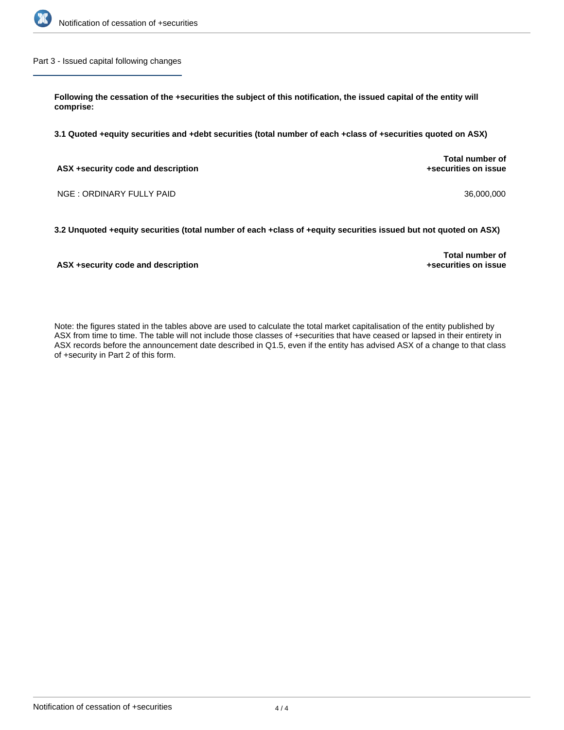## Part 3 - Issued capital following changes

**Following the cessation of the +securities the subject of this notification, the issued capital of the entity will comprise:**

**3.1 Quoted +equity securities and +debt securities (total number of each +class of +securities quoted on ASX)**

| ASX +security code and description | Total number of +securities on issue |
|---|---|
| NGE : ORDINARY FULLY PAID | 36,000,000 |

**3.2 Unquoted +equity securities (total number of each +class of +equity securities issued but not quoted on ASX)**

| ASX +security code and description | Total number of +securities on issue |
|---|---|

Note: the figures stated in the tables above are used to calculate the total market capitalisation of the entity published by ASX from time to time. The table will not include those classes of +securities that have ceased or lapsed in their entirety in ASX records before the announcement date described in Q1.5, even if the entity has advised ASX of a change to that class of +security in Part 2 of this form.